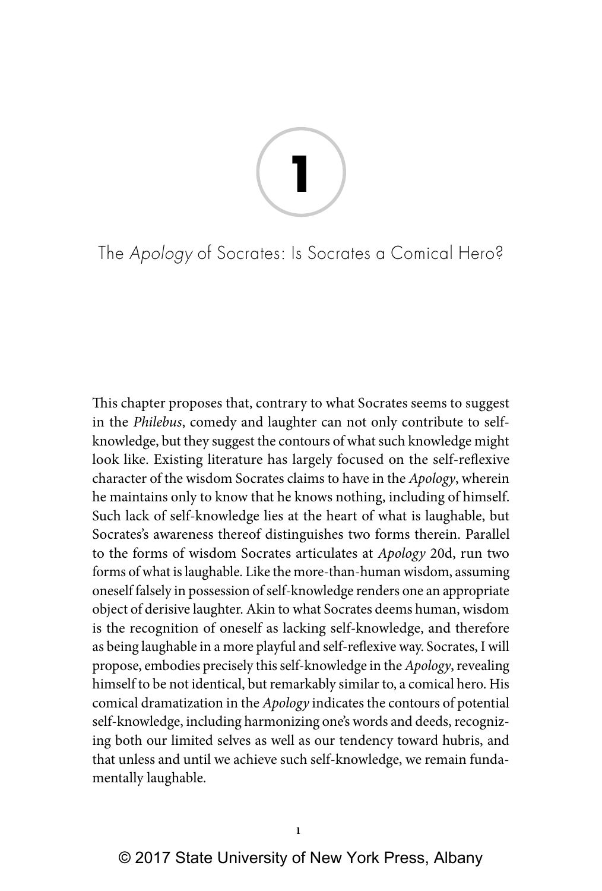# 1

## The *Apology* of Socrates: Is Socrates a Comical Hero?

This chapter proposes that, contrary to what Socrates seems to suggest in the *Philebus*, comedy and laughter can not only contribute to self-knowledge, but they suggest the contours of what such knowledge might look like. Existing literature has largely focused on the self-reflexive character of the wisdom Socrates claims to have in the *Apology*, wherein he maintains only to know that he knows nothing, including of himself. Such lack of self-knowledge lies at the heart of what is laughable, but Socrates's awareness thereof distinguishes two forms therein. Parallel to the forms of wisdom Socrates articulates at *Apology* 20d, run two forms of what is laughable. Like the more-than-human wisdom, assuming oneself falsely in possession of self-knowledge renders one an appropriate object of derisive laughter. Akin to what Socrates deems human, wisdom is the recognition of oneself as lacking self-knowledge, and therefore as being laughable in a more playful and self-reflexive way. Socrates, I will propose, embodies precisely this self-knowledge in the *Apology*, revealing himself to be not identical, but remarkably similar to, a comical hero. His comical dramatization in the *Apology* indicates the contours of potential self-knowledge, including harmonizing one's words and deeds, recognizing both our limited selves as well as our tendency toward hubris, and that unless and until we achieve such self-knowledge, we remain fundamentally laughable.

© 2017 State University of New York Press, Albany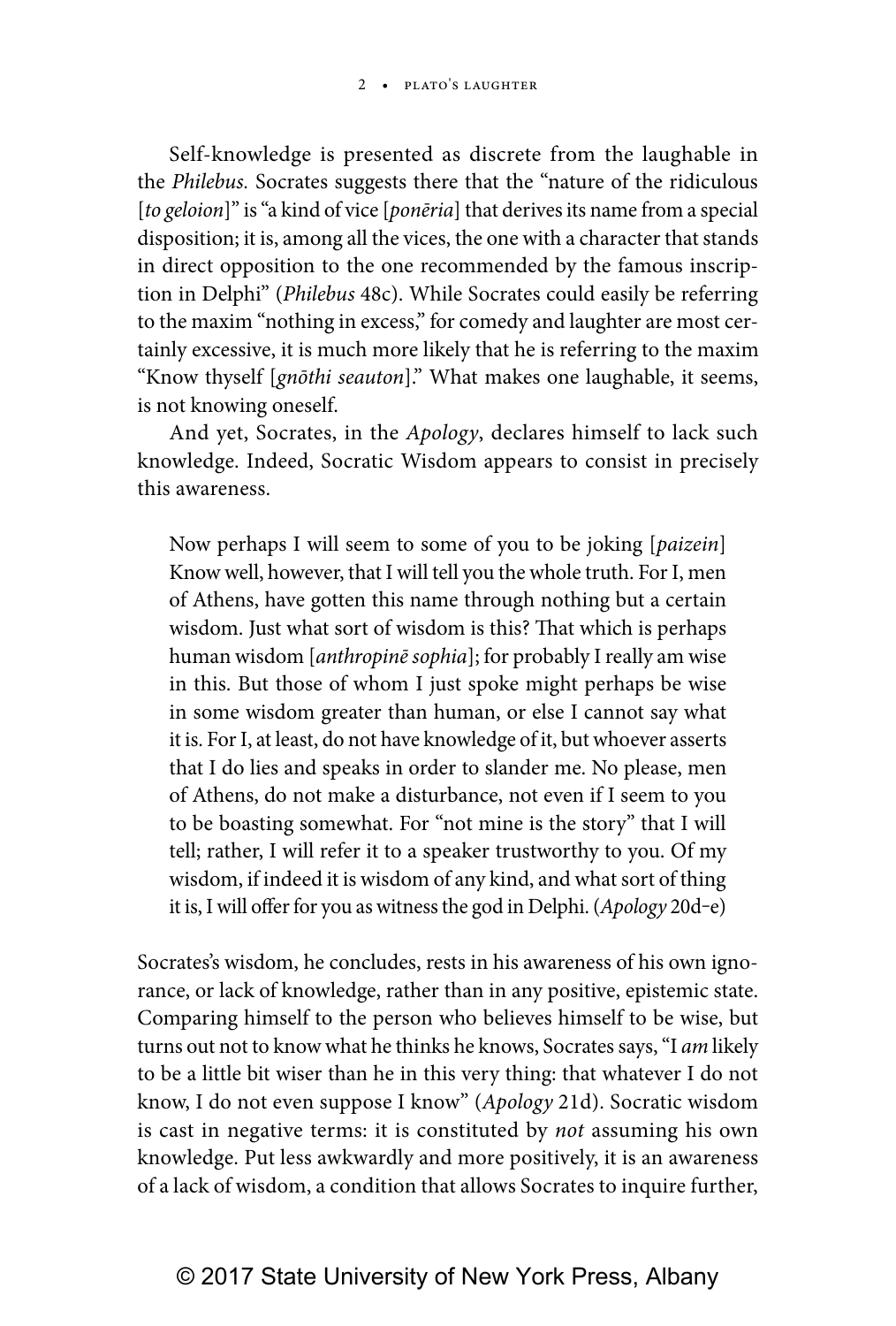Self-knowledge is presented as discrete from the laughable in the *Philebus*. Socrates suggests there that the "nature of the ridiculous [*to geloion*]" is "a kind of vice [*ponēria*] that derives its name from a special disposition; it is, among all the vices, the one with a character that stands in direct opposition to the one recommended by the famous inscription in Delphi" (*Philebus* 48c). While Socrates could easily be referring to the maxim "nothing in excess," for comedy and laughter are most certainly excessive, it is much more likely that he is referring to the maxim "Know thyself [*gnōthi seauton*]." What makes one laughable, it seems, is not knowing oneself.

And yet, Socrates, in the *Apology*, declares himself to lack such knowledge. Indeed, Socratic Wisdom appears to consist in precisely this awareness.

> Now perhaps I will seem to some of you to be joking [*paizein*] Know well, however, that I will tell you the whole truth. For I, men of Athens, have gotten this name through nothing but a certain wisdom. Just what sort of wisdom is this? That which is perhaps human wisdom [*anthropinē sophia*]; for probably I really am wise in this. But those of whom I just spoke might perhaps be wise in some wisdom greater than human, or else I cannot say what it is. For I, at least, do not have knowledge of it, but whoever asserts that I do lies and speaks in order to slander me. No please, men of Athens, do not make a disturbance, not even if I seem to you to be boasting somewhat. For "not mine is the story" that I will tell; rather, I will refer it to a speaker trustworthy to you. Of my wisdom, if indeed it is wisdom of any kind, and what sort of thing it is, I will offer for you as witness the god in Delphi. (*Apology* 20d–e)

Socrates's wisdom, he concludes, rests in his awareness of his own ignorance, or lack of knowledge, rather than in any positive, epistemic state. Comparing himself to the person who believes himself to be wise, but turns out not to know what he thinks he knows, Socrates says, "I *am* likely to be a little bit wiser than he in this very thing: that whatever I do not know, I do not even suppose I know" (*Apology* 21d). Socratic wisdom is cast in negative terms: it is constituted by *not* assuming his own knowledge. Put less awkwardly and more positively, it is an awareness of a lack of wisdom, a condition that allows Socrates to inquire further,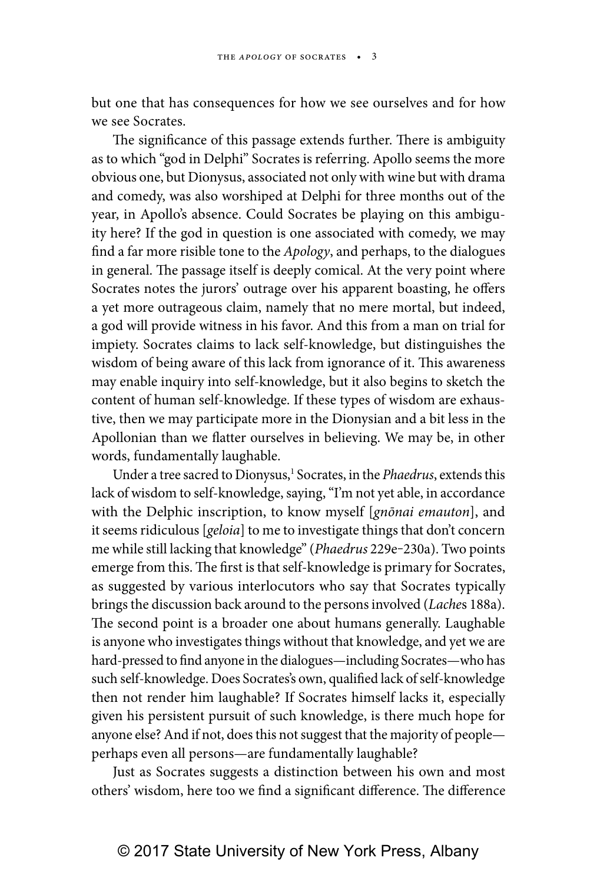but one that has consequences for how we see ourselves and for how we see Socrates.

The significance of this passage extends further. There is ambiguity as to which "god in Delphi" Socrates is referring. Apollo seems the more obvious one, but Dionysus, associated not only with wine but with drama and comedy, was also worshiped at Delphi for three months out of the year, in Apollo's absence. Could Socrates be playing on this ambiguity here? If the god in question is one associated with comedy, we may find a far more risible tone to the *Apology*, and perhaps, to the dialogues in general. The passage itself is deeply comical. At the very point where Socrates notes the jurors' outrage over his apparent boasting, he offers a yet more outrageous claim, namely that no mere mortal, but indeed, a god will provide witness in his favor. And this from a man on trial for impiety. Socrates claims to lack self-knowledge, but distinguishes the wisdom of being aware of this lack from ignorance of it. This awareness may enable inquiry into self-knowledge, but it also begins to sketch the content of human self-knowledge. If these types of wisdom are exhaustive, then we may participate more in the Dionysian and a bit less in the Apollonian than we flatter ourselves in believing. We may be, in other words, fundamentally laughable.

Under a tree sacred to Dionysus,[1] Socrates, in the *Phaedrus*, extends this lack of wisdom to self-knowledge, saying, "I'm not yet able, in accordance with the Delphic inscription, to know myself [*gnōnai emauton*], and it seems ridiculous [*geloia*] to me to investigate things that don't concern me while still lacking that knowledge" (*Phaedrus* 229e–230a). Two points emerge from this. The first is that self-knowledge is primary for Socrates, as suggested by various interlocutors who say that Socrates typically brings the discussion back around to the persons involved (*Laches* 188a). The second point is a broader one about humans generally. Laughable is anyone who investigates things without that knowledge, and yet we are hard-pressed to find anyone in the dialogues—including Socrates—who has such self-knowledge. Does Socrates's own, qualified lack of self-knowledge then not render him laughable? If Socrates himself lacks it, especially given his persistent pursuit of such knowledge, is there much hope for anyone else? And if not, does this not suggest that the majority of people—perhaps even all persons—are fundamentally laughable?

Just as Socrates suggests a distinction between his own and most others' wisdom, here too we find a significant difference. The difference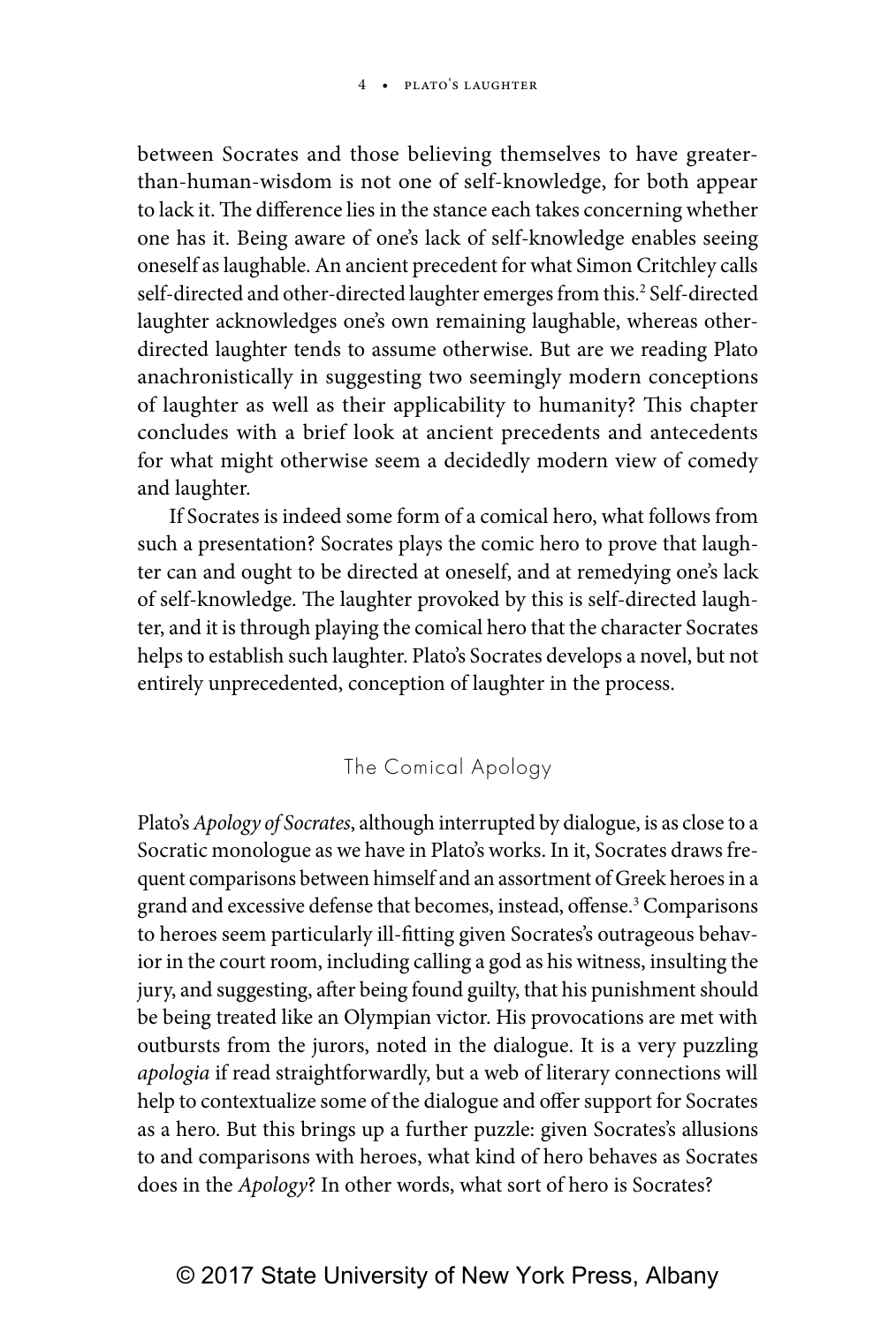between Socrates and those believing themselves to have greater-than-human-wisdom is not one of self-knowledge, for both appear to lack it. The difference lies in the stance each takes concerning whether one has it. Being aware of one's lack of self-knowledge enables seeing oneself as laughable. An ancient precedent for what Simon Critchley calls self-directed and other-directed laughter emerges from this.[2] Self-directed laughter acknowledges one's own remaining laughable, whereas other-directed laughter tends to assume otherwise. But are we reading Plato anachronistically in suggesting two seemingly modern conceptions of laughter as well as their applicability to humanity? This chapter concludes with a brief look at ancient precedents and antecedents for what might otherwise seem a decidedly modern view of comedy and laughter.

If Socrates is indeed some form of a comical hero, what follows from such a presentation? Socrates plays the comic hero to prove that laughter can and ought to be directed at oneself, and at remedying one's lack of self-knowledge. The laughter provoked by this is self-directed laughter, and it is through playing the comical hero that the character Socrates helps to establish such laughter. Plato's Socrates develops a novel, but not entirely unprecedented, conception of laughter in the process.

## The Comical Apology

Plato's *Apology of Socrates*, although interrupted by dialogue, is as close to a Socratic monologue as we have in Plato's works. In it, Socrates draws frequent comparisons between himself and an assortment of Greek heroes in a grand and excessive defense that becomes, instead, offense.[3] Comparisons to heroes seem particularly ill-fitting given Socrates's outrageous behavior in the court room, including calling a god as his witness, insulting the jury, and suggesting, after being found guilty, that his punishment should be being treated like an Olympian victor. His provocations are met with outbursts from the jurors, noted in the dialogue. It is a very puzzling *apologia* if read straightforwardly, but a web of literary connections will help to contextualize some of the dialogue and offer support for Socrates as a hero. But this brings up a further puzzle: given Socrates's allusions to and comparisons with heroes, what kind of hero behaves as Socrates does in the *Apology*? In other words, what sort of hero is Socrates?

© 2017 State University of New York Press, Albany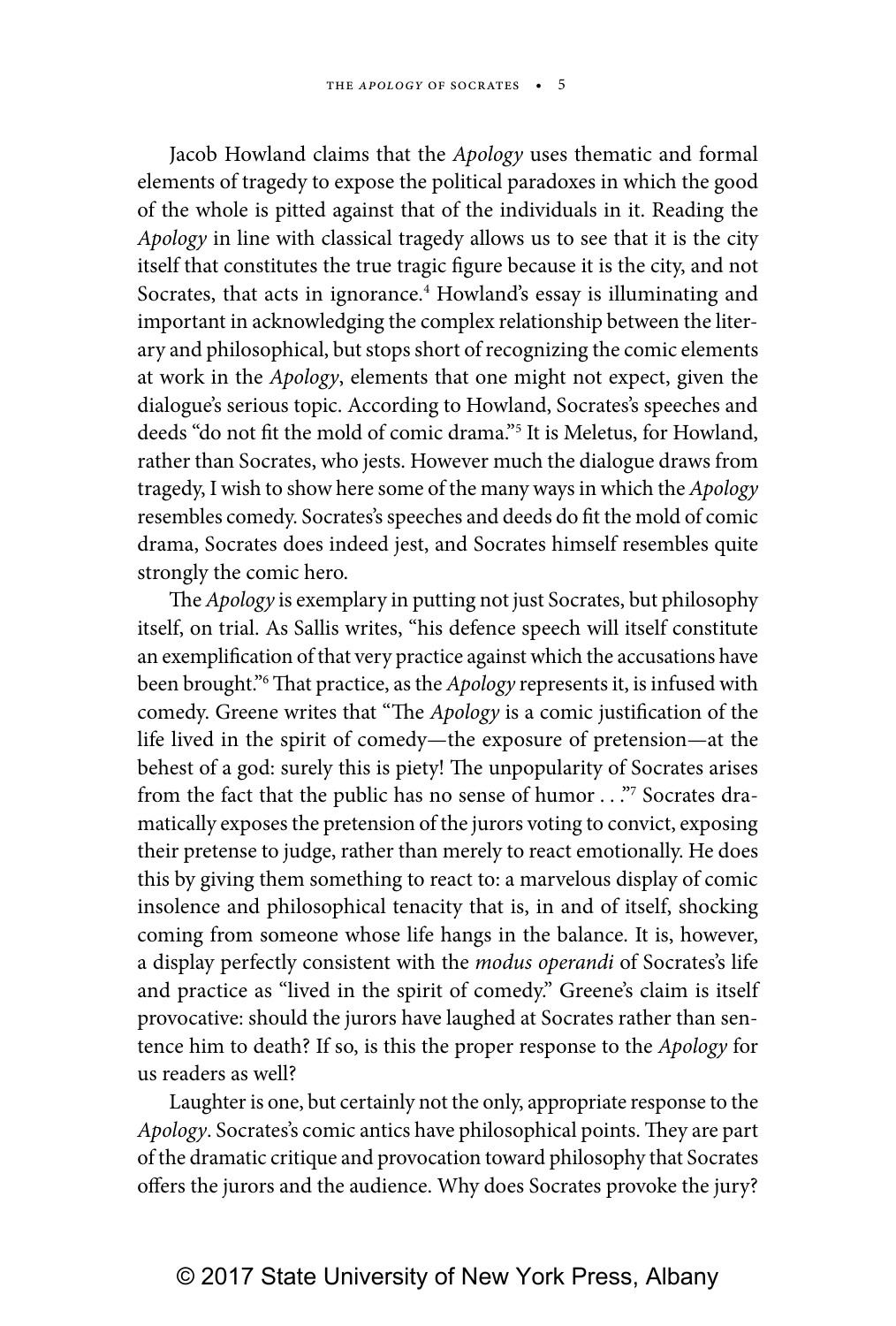Jacob Howland claims that the *Apology* uses thematic and formal elements of tragedy to expose the political paradoxes in which the good of the whole is pitted against that of the individuals in it. Reading the *Apology* in line with classical tragedy allows us to see that it is the city itself that constitutes the true tragic figure because it is the city, and not Socrates, that acts in ignorance.[4] Howland's essay is illuminating and important in acknowledging the complex relationship between the literary and philosophical, but stops short of recognizing the comic elements at work in the *Apology*, elements that one might not expect, given the dialogue's serious topic. According to Howland, Socrates's speeches and deeds "do not fit the mold of comic drama."[5] It is Meletus, for Howland, rather than Socrates, who jests. However much the dialogue draws from tragedy, I wish to show here some of the many ways in which the *Apology* resembles comedy. Socrates's speeches and deeds do fit the mold of comic drama, Socrates does indeed jest, and Socrates himself resembles quite strongly the comic hero.

The *Apology* is exemplary in putting not just Socrates, but philosophy itself, on trial. As Sallis writes, "his defence speech will itself constitute an exemplification of that very practice against which the accusations have been brought."[6] That practice, as the *Apology* represents it, is infused with comedy. Greene writes that "The *Apology* is a comic justification of the life lived in the spirit of comedy—the exposure of pretension—at the behest of a god: surely this is piety! The unpopularity of Socrates arises from the fact that the public has no sense of humor . . ."[7] Socrates dramatically exposes the pretension of the jurors voting to convict, exposing their pretense to judge, rather than merely to react emotionally. He does this by giving them something to react to: a marvelous display of comic insolence and philosophical tenacity that is, in and of itself, shocking coming from someone whose life hangs in the balance. It is, however, a display perfectly consistent with the *modus operandi* of Socrates's life and practice as "lived in the spirit of comedy." Greene's claim is itself provocative: should the jurors have laughed at Socrates rather than sentence him to death? If so, is this the proper response to the *Apology* for us readers as well?

Laughter is one, but certainly not the only, appropriate response to the *Apology*. Socrates's comic antics have philosophical points. They are part of the dramatic critique and provocation toward philosophy that Socrates offers the jurors and the audience. Why does Socrates provoke the jury?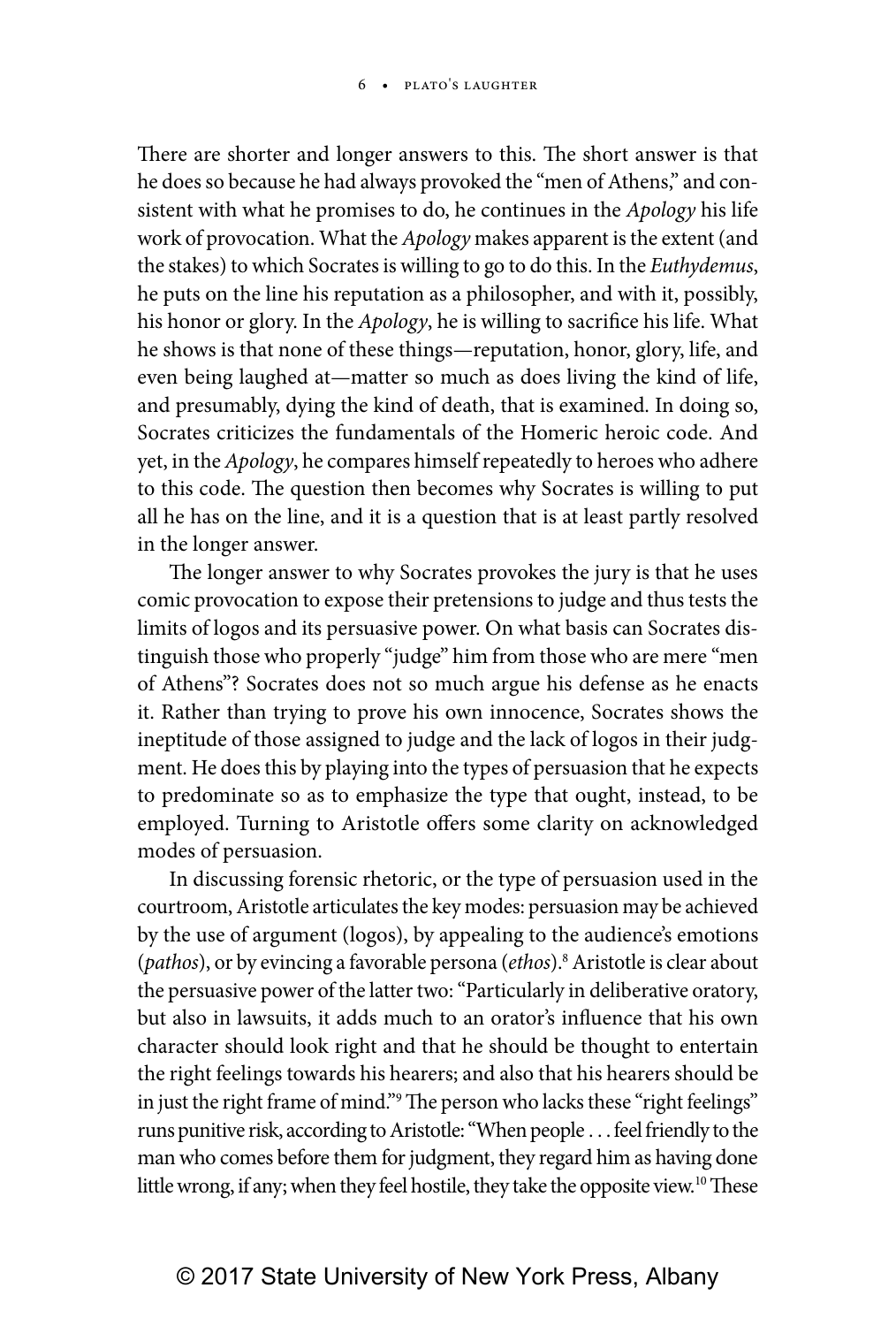There are shorter and longer answers to this. The short answer is that he does so because he had always provoked the "men of Athens," and consistent with what he promises to do, he continues in the *Apology* his life work of provocation. What the *Apology* makes apparent is the extent (and the stakes) to which Socrates is willing to go to do this. In the *Euthydemus*, he puts on the line his reputation as a philosopher, and with it, possibly, his honor or glory. In the *Apology*, he is willing to sacrifice his life. What he shows is that none of these things—reputation, honor, glory, life, and even being laughed at—matter so much as does living the kind of life, and presumably, dying the kind of death, that is examined. In doing so, Socrates criticizes the fundamentals of the Homeric heroic code. And yet, in the *Apology*, he compares himself repeatedly to heroes who adhere to this code. The question then becomes why Socrates is willing to put all he has on the line, and it is a question that is at least partly resolved in the longer answer.

The longer answer to why Socrates provokes the jury is that he uses comic provocation to expose their pretensions to judge and thus tests the limits of logos and its persuasive power. On what basis can Socrates distinguish those who properly "judge" him from those who are mere "men of Athens"? Socrates does not so much argue his defense as he enacts it. Rather than trying to prove his own innocence, Socrates shows the ineptitude of those assigned to judge and the lack of logos in their judgment. He does this by playing into the types of persuasion that he expects to predominate so as to emphasize the type that ought, instead, to be employed. Turning to Aristotle offers some clarity on acknowledged modes of persuasion.

In discussing forensic rhetoric, or the type of persuasion used in the courtroom, Aristotle articulates the key modes: persuasion may be achieved by the use of argument (logos), by appealing to the audience's emotions (*pathos*), or by evincing a favorable persona (*ethos*).[8] Aristotle is clear about the persuasive power of the latter two: "Particularly in deliberative oratory, but also in lawsuits, it adds much to an orator's influence that his own character should look right and that he should be thought to entertain the right feelings towards his hearers; and also that his hearers should be in just the right frame of mind."[9] The person who lacks these "right feelings" runs punitive risk, according to Aristotle: "When people . . . feel friendly to the man who comes before them for judgment, they regard him as having done little wrong, if any; when they feel hostile, they take the opposite view.[10] These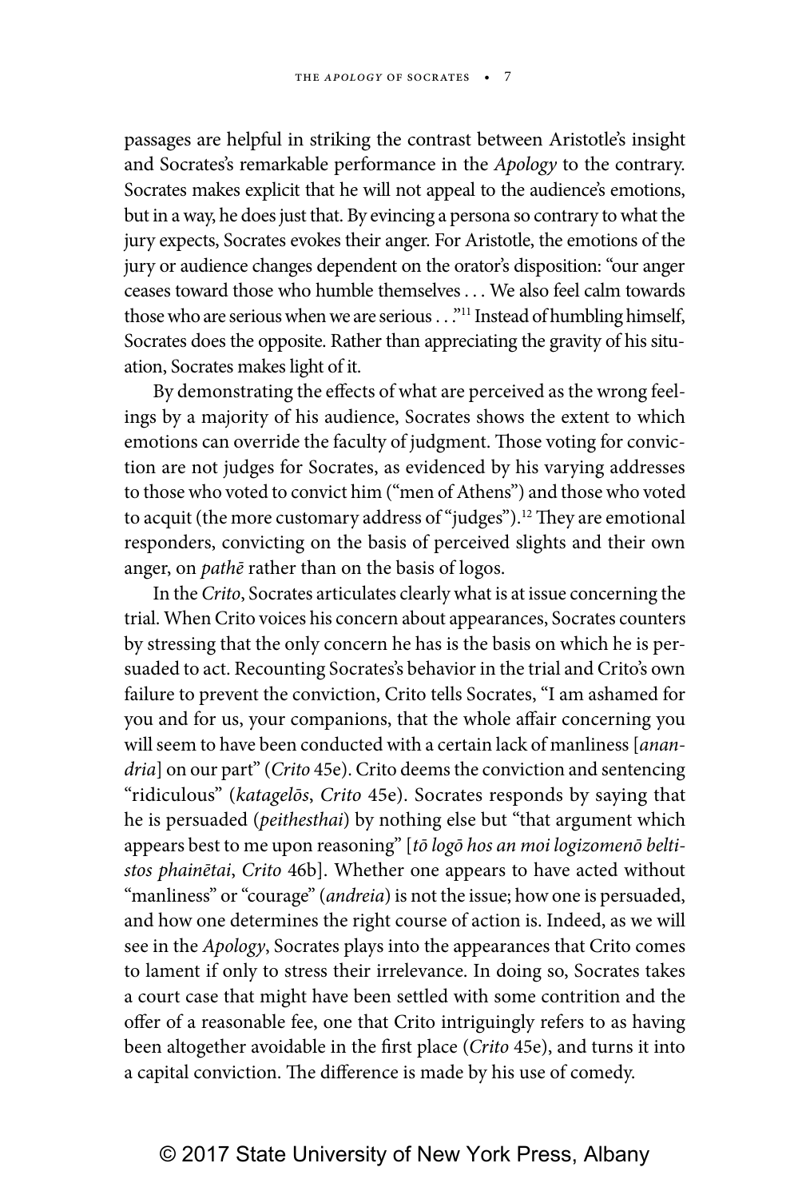passages are helpful in striking the contrast between Aristotle's insight and Socrates's remarkable performance in the *Apology* to the contrary. Socrates makes explicit that he will not appeal to the audience's emotions, but in a way, he does just that. By evincing a persona so contrary to what the jury expects, Socrates evokes their anger. For Aristotle, the emotions of the jury or audience changes dependent on the orator's disposition: "our anger ceases toward those who humble themselves . . . We also feel calm towards those who are serious when we are serious . . ."[11] Instead of humbling himself, Socrates does the opposite. Rather than appreciating the gravity of his situation, Socrates makes light of it.

By demonstrating the effects of what are perceived as the wrong feelings by a majority of his audience, Socrates shows the extent to which emotions can override the faculty of judgment. Those voting for conviction are not judges for Socrates, as evidenced by his varying addresses to those who voted to convict him ("men of Athens") and those who voted to acquit (the more customary address of "judges").[12] They are emotional responders, convicting on the basis of perceived slights and their own anger, on *pathē* rather than on the basis of logos.

In the *Crito*, Socrates articulates clearly what is at issue concerning the trial. When Crito voices his concern about appearances, Socrates counters by stressing that the only concern he has is the basis on which he is persuaded to act. Recounting Socrates's behavior in the trial and Crito's own failure to prevent the conviction, Crito tells Socrates, "I am ashamed for you and for us, your companions, that the whole affair concerning you will seem to have been conducted with a certain lack of manliness [*anandria*] on our part" (*Crito* 45e). Crito deems the conviction and sentencing "ridiculous" (*katagelōs*, *Crito* 45e). Socrates responds by saying that he is persuaded (*peithesthai*) by nothing else but "that argument which appears best to me upon reasoning" [*tō logō hos an moi logizomenō beltistos phainētai*, *Crito* 46b]. Whether one appears to have acted without "manliness" or "courage" (*andreia*) is not the issue; how one is persuaded, and how one determines the right course of action is. Indeed, as we will see in the *Apology*, Socrates plays into the appearances that Crito comes to lament if only to stress their irrelevance. In doing so, Socrates takes a court case that might have been settled with some contrition and the offer of a reasonable fee, one that Crito intriguingly refers to as having been altogether avoidable in the first place (*Crito* 45e), and turns it into a capital conviction. The difference is made by his use of comedy.

© 2017 State University of New York Press, Albany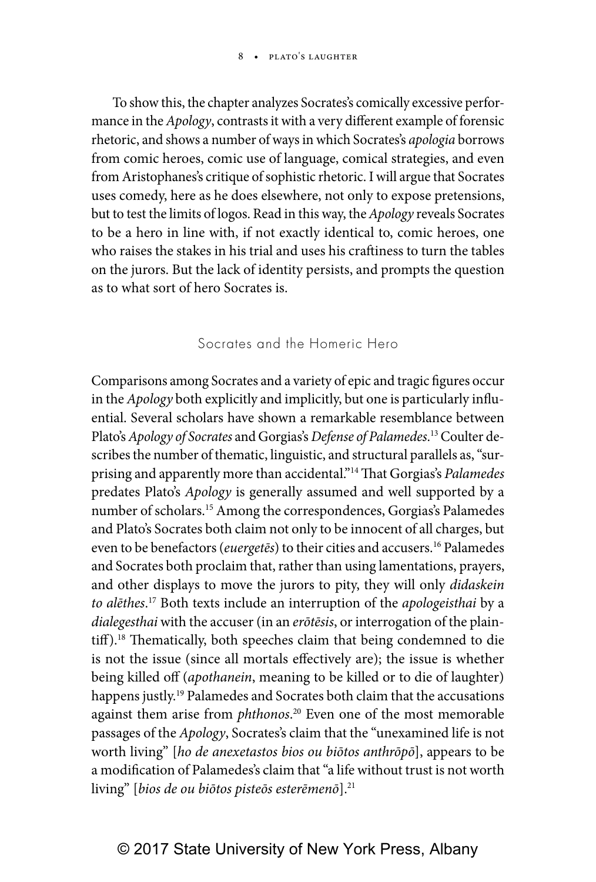To show this, the chapter analyzes Socrates's comically excessive performance in the *Apology*, contrasts it with a very different example of forensic rhetoric, and shows a number of ways in which Socrates's *apologia* borrows from comic heroes, comic use of language, comical strategies, and even from Aristophanes's critique of sophistic rhetoric. I will argue that Socrates uses comedy, here as he does elsewhere, not only to expose pretensions, but to test the limits of logos. Read in this way, the *Apology* reveals Socrates to be a hero in line with, if not exactly identical to, comic heroes, one who raises the stakes in his trial and uses his craftiness to turn the tables on the jurors. But the lack of identity persists, and prompts the question as to what sort of hero Socrates is.

## Socrates and the Homeric Hero

Comparisons among Socrates and a variety of epic and tragic figures occur in the *Apology* both explicitly and implicitly, but one is particularly influential. Several scholars have shown a remarkable resemblance between Plato's *Apology of Socrates* and Gorgias's *Defense of Palamedes*.[13] Coulter describes the number of thematic, linguistic, and structural parallels as, "surprising and apparently more than accidental."[14] That Gorgias's *Palamedes* predates Plato's *Apology* is generally assumed and well supported by a number of scholars.[15] Among the correspondences, Gorgias's Palamedes and Plato's Socrates both claim not only to be innocent of all charges, but even to be benefactors (*euergetēs*) to their cities and accusers.[16] Palamedes and Socrates both proclaim that, rather than using lamentations, prayers, and other displays to move the jurors to pity, they will only *didaskein to alēthes*.[17] Both texts include an interruption of the *apologeisthai* by a *dialegesthai* with the accuser (in an *erōtēsis*, or interrogation of the plaintiff).[18] Thematically, both speeches claim that being condemned to die is not the issue (since all mortals effectively are); the issue is whether being killed off (*apothanein*, meaning to be killed or to die of laughter) happens justly.[19] Palamedes and Socrates both claim that the accusations against them arise from *phthonos*.[20] Even one of the most memorable passages of the *Apology*, Socrates's claim that the "unexamined life is not worth living" [*ho de anexetastos bios ou biōtos anthrōpō*], appears to be a modification of Palamedes's claim that "a life without trust is not worth living" [*bios de ou biōtos pisteōs esterēmenō*].[21]

© 2017 State University of New York Press, Albany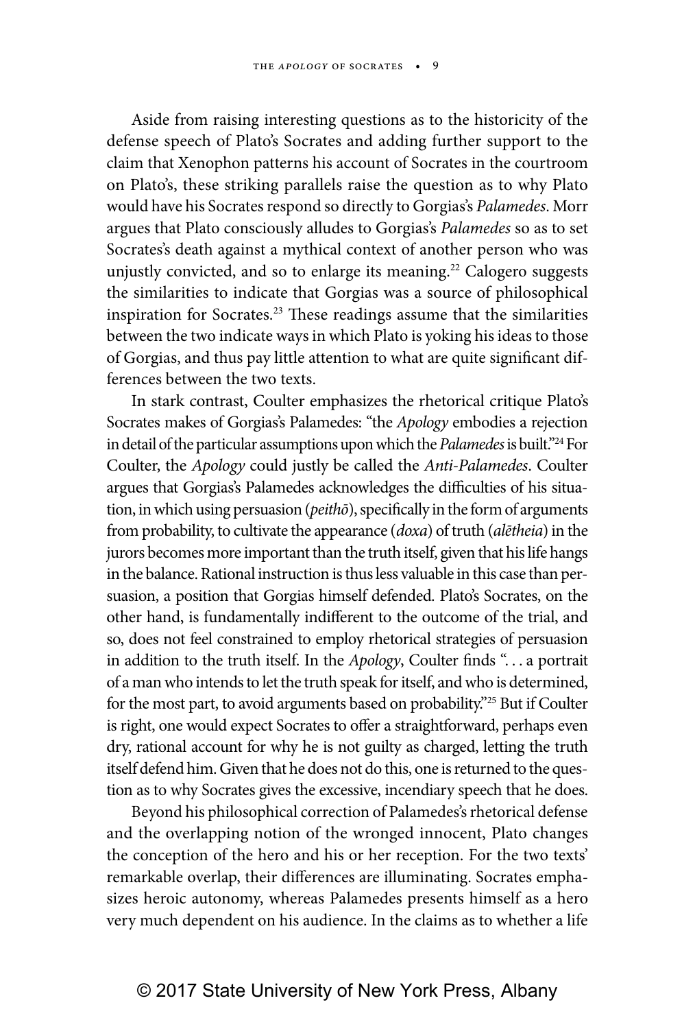Aside from raising interesting questions as to the historicity of the defense speech of Plato's Socrates and adding further support to the claim that Xenophon patterns his account of Socrates in the courtroom on Plato's, these striking parallels raise the question as to why Plato would have his Socrates respond so directly to Gorgias's *Palamedes*. Morr argues that Plato consciously alludes to Gorgias's *Palamedes* so as to set Socrates's death against a mythical context of another person who was unjustly convicted, and so to enlarge its meaning.[22] Calogero suggests the similarities to indicate that Gorgias was a source of philosophical inspiration for Socrates.[23] These readings assume that the similarities between the two indicate ways in which Plato is yoking his ideas to those of Gorgias, and thus pay little attention to what are quite significant differences between the two texts.

In stark contrast, Coulter emphasizes the rhetorical critique Plato's Socrates makes of Gorgias's Palamedes: "the *Apology* embodies a rejection in detail of the particular assumptions upon which the *Palamedes* is built."[24] For Coulter, the *Apology* could justly be called the *Anti-Palamedes*. Coulter argues that Gorgias's Palamedes acknowledges the difficulties of his situation, in which using persuasion (*peithō*), specifically in the form of arguments from probability, to cultivate the appearance (*doxa*) of truth (*alētheia*) in the jurors becomes more important than the truth itself, given that his life hangs in the balance. Rational instruction is thus less valuable in this case than persuasion, a position that Gorgias himself defended. Plato's Socrates, on the other hand, is fundamentally indifferent to the outcome of the trial, and so, does not feel constrained to employ rhetorical strategies of persuasion in addition to the truth itself. In the *Apology*, Coulter finds ". . . a portrait of a man who intends to let the truth speak for itself, and who is determined, for the most part, to avoid arguments based on probability."[25] But if Coulter is right, one would expect Socrates to offer a straightforward, perhaps even dry, rational account for why he is not guilty as charged, letting the truth itself defend him. Given that he does not do this, one is returned to the question as to why Socrates gives the excessive, incendiary speech that he does.

Beyond his philosophical correction of Palamedes's rhetorical defense and the overlapping notion of the wronged innocent, Plato changes the conception of the hero and his or her reception. For the two texts' remarkable overlap, their differences are illuminating. Socrates emphasizes heroic autonomy, whereas Palamedes presents himself as a hero very much dependent on his audience. In the claims as to whether a life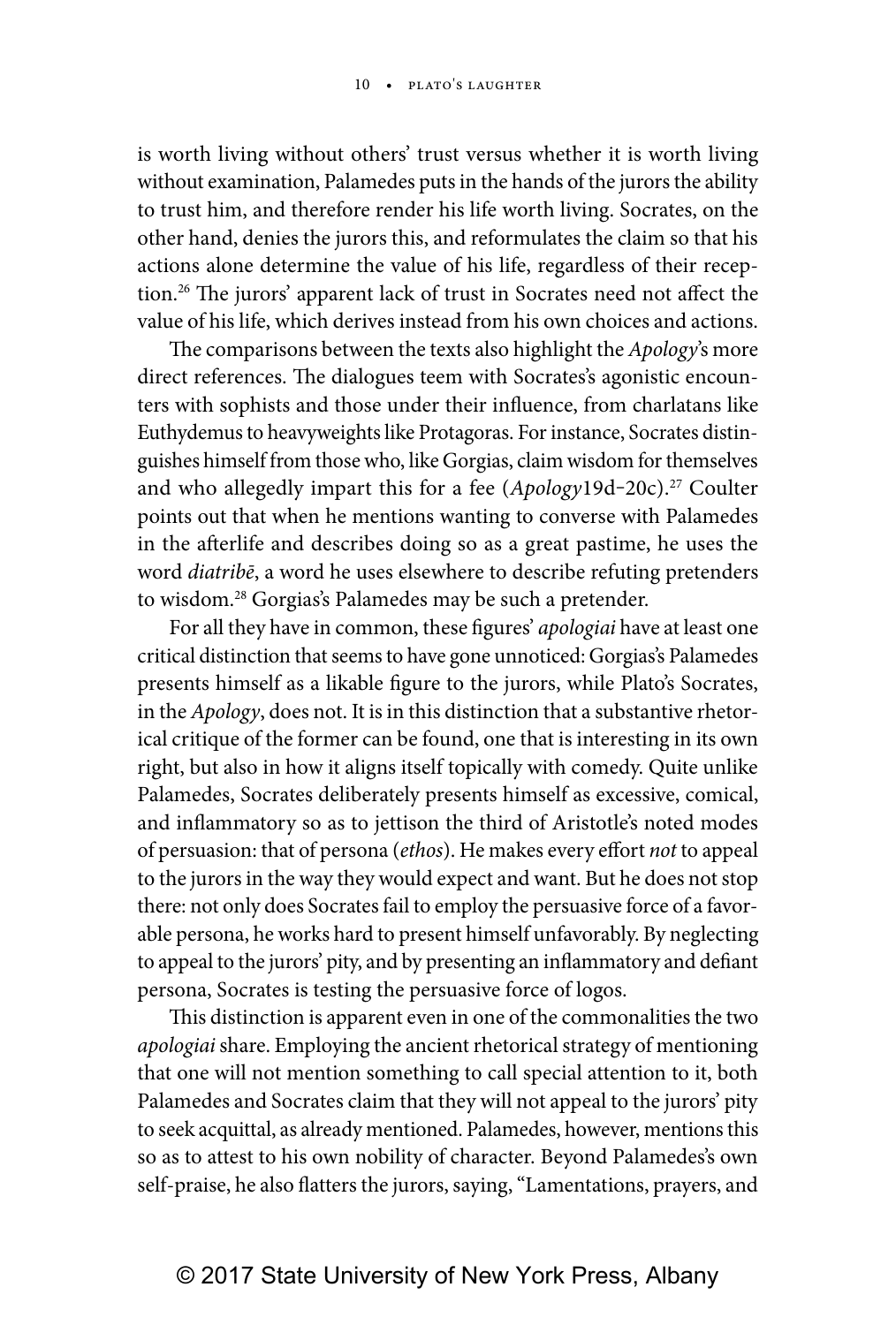is worth living without others' trust versus whether it is worth living without examination, Palamedes puts in the hands of the jurors the ability to trust him, and therefore render his life worth living. Socrates, on the other hand, denies the jurors this, and reformulates the claim so that his actions alone determine the value of his life, regardless of their reception.[26] The jurors' apparent lack of trust in Socrates need not affect the value of his life, which derives instead from his own choices and actions.

The comparisons between the texts also highlight the *Apology*'s more direct references. The dialogues teem with Socrates's agonistic encounters with sophists and those under their influence, from charlatans like Euthydemus to heavyweights like Protagoras. For instance, Socrates distinguishes himself from those who, like Gorgias, claim wisdom for themselves and who allegedly impart this for a fee (*Apology* 19d–20c).[27] Coulter points out that when he mentions wanting to converse with Palamedes in the afterlife and describes doing so as a great pastime, he uses the word *diatribē*, a word he uses elsewhere to describe refuting pretenders to wisdom.[28] Gorgias's Palamedes may be such a pretender.

For all they have in common, these figures' *apologiai* have at least one critical distinction that seems to have gone unnoticed: Gorgias's Palamedes presents himself as a likable figure to the jurors, while Plato's Socrates, in the *Apology*, does not. It is in this distinction that a substantive rhetorical critique of the former can be found, one that is interesting in its own right, but also in how it aligns itself topically with comedy. Quite unlike Palamedes, Socrates deliberately presents himself as excessive, comical, and inflammatory so as to jettison the third of Aristotle's noted modes of persuasion: that of persona (*ethos*). He makes every effort *not* to appeal to the jurors in the way they would expect and want. But he does not stop there: not only does Socrates fail to employ the persuasive force of a favorable persona, he works hard to present himself unfavorably. By neglecting to appeal to the jurors' pity, and by presenting an inflammatory and defiant persona, Socrates is testing the persuasive force of logos.

This distinction is apparent even in one of the commonalities the two *apologiai* share. Employing the ancient rhetorical strategy of mentioning that one will not mention something to call special attention to it, both Palamedes and Socrates claim that they will not appeal to the jurors' pity to seek acquittal, as already mentioned. Palamedes, however, mentions this so as to attest to his own nobility of character. Beyond Palamedes's own self-praise, he also flatters the jurors, saying, "Lamentations, prayers, and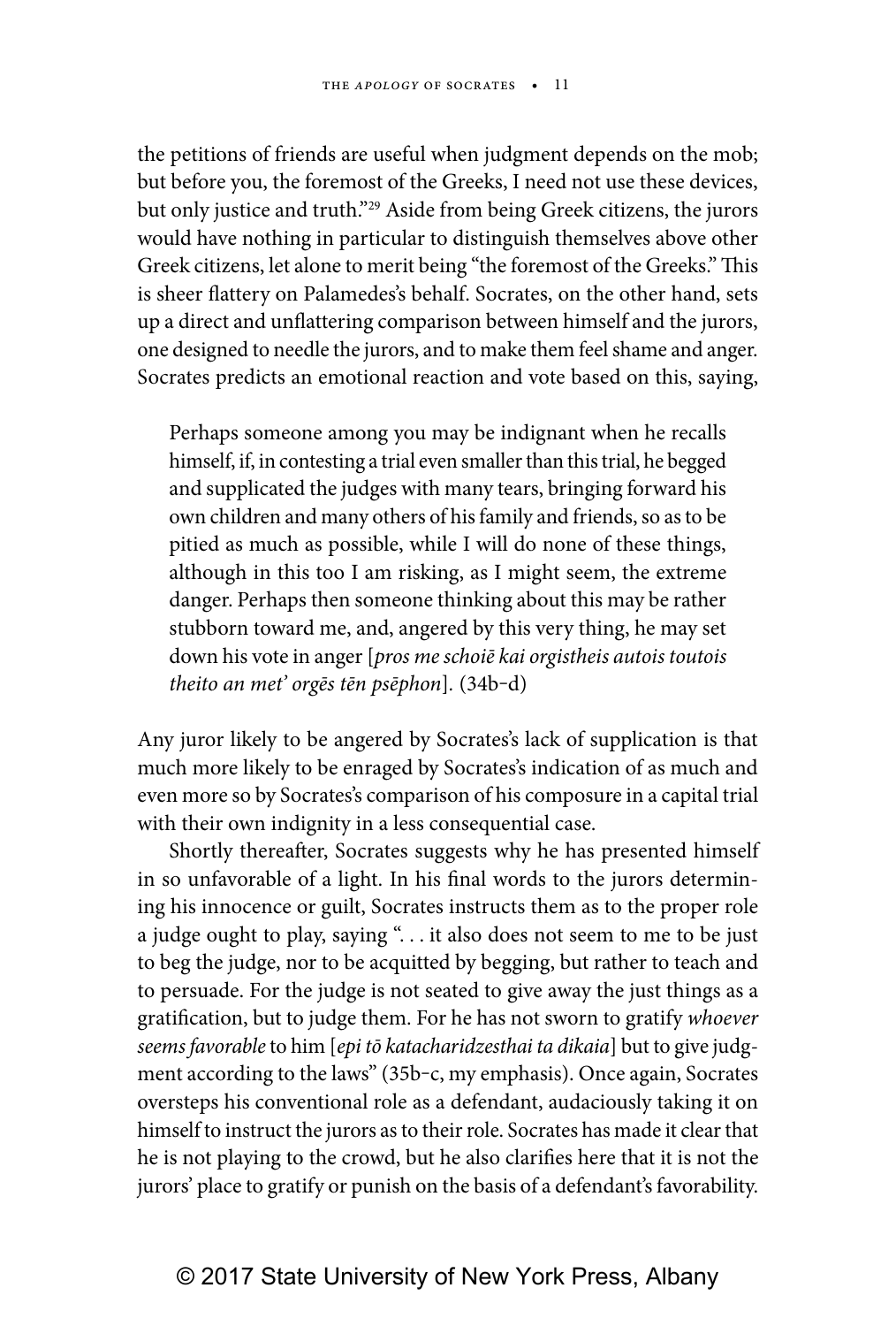the petitions of friends are useful when judgment depends on the mob; but before you, the foremost of the Greeks, I need not use these devices, but only justice and truth."[29] Aside from being Greek citizens, the jurors would have nothing in particular to distinguish themselves above other Greek citizens, let alone to merit being "the foremost of the Greeks." This is sheer flattery on Palamedes's behalf. Socrates, on the other hand, sets up a direct and unflattering comparison between himself and the jurors, one designed to needle the jurors, and to make them feel shame and anger. Socrates predicts an emotional reaction and vote based on this, saying,

> Perhaps someone among you may be indignant when he recalls himself, if, in contesting a trial even smaller than this trial, he begged and supplicated the judges with many tears, bringing forward his own children and many others of his family and friends, so as to be pitied as much as possible, while I will do none of these things, although in this too I am risking, as I might seem, the extreme danger. Perhaps then someone thinking about this may be rather stubborn toward me, and, angered by this very thing, he may set down his vote in anger [*pros me schoiē kai orgistheis autois toutois theito an met' orgēs tēn psēphon*]. (34b–d)

Any juror likely to be angered by Socrates's lack of supplication is that much more likely to be enraged by Socrates's indication of as much and even more so by Socrates's comparison of his composure in a capital trial with their own indignity in a less consequential case.

Shortly thereafter, Socrates suggests why he has presented himself in so unfavorable of a light. In his final words to the jurors determining his innocence or guilt, Socrates instructs them as to the proper role a judge ought to play, saying ". . . it also does not seem to me to be just to beg the judge, nor to be acquitted by begging, but rather to teach and to persuade. For the judge is not seated to give away the just things as a gratification, but to judge them. For he has not sworn to gratify *whoever seems favorable* to him [*epi tō katacharidzesthai ta dikaia*] but to give judgment according to the laws" (35b–c, my emphasis). Once again, Socrates oversteps his conventional role as a defendant, audaciously taking it on himself to instruct the jurors as to their role. Socrates has made it clear that he is not playing to the crowd, but he also clarifies here that it is not the jurors' place to gratify or punish on the basis of a defendant's favorability.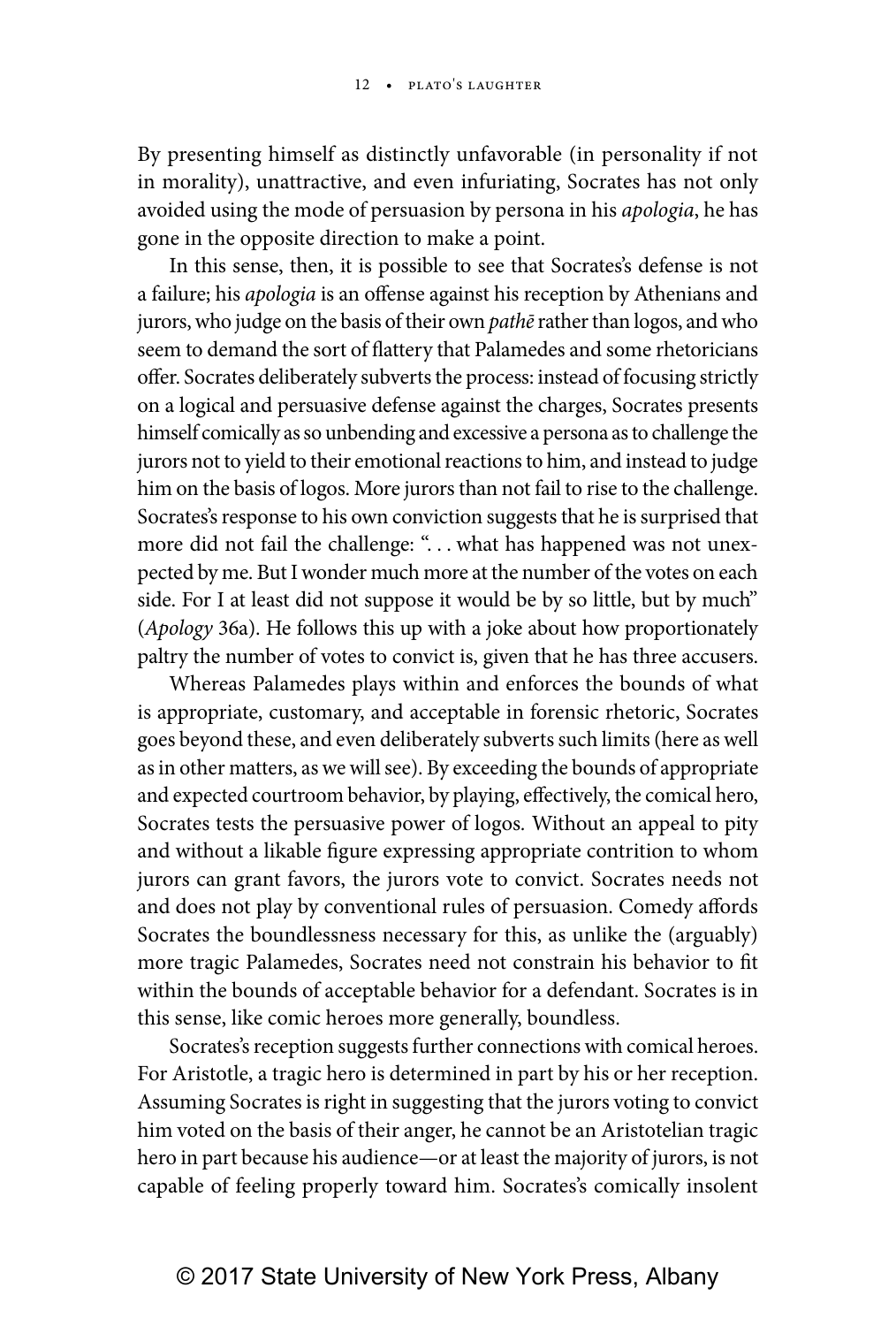By presenting himself as distinctly unfavorable (in personality if not in morality), unattractive, and even infuriating, Socrates has not only avoided using the mode of persuasion by persona in his *apologia*, he has gone in the opposite direction to make a point.

In this sense, then, it is possible to see that Socrates's defense is not a failure; his *apologia* is an offense against his reception by Athenians and jurors, who judge on the basis of their own *pathē* rather than logos, and who seem to demand the sort of flattery that Palamedes and some rhetoricians offer. Socrates deliberately subverts the process: instead of focusing strictly on a logical and persuasive defense against the charges, Socrates presents himself comically as so unbending and excessive a persona as to challenge the jurors not to yield to their emotional reactions to him, and instead to judge him on the basis of logos. More jurors than not fail to rise to the challenge. Socrates's response to his own conviction suggests that he is surprised that more did not fail the challenge: ". . . what has happened was not unexpected by me. But I wonder much more at the number of the votes on each side. For I at least did not suppose it would be by so little, but by much" (*Apology* 36a). He follows this up with a joke about how proportionately paltry the number of votes to convict is, given that he has three accusers.

Whereas Palamedes plays within and enforces the bounds of what is appropriate, customary, and acceptable in forensic rhetoric, Socrates goes beyond these, and even deliberately subverts such limits (here as well as in other matters, as we will see). By exceeding the bounds of appropriate and expected courtroom behavior, by playing, effectively, the comical hero, Socrates tests the persuasive power of logos. Without an appeal to pity and without a likable figure expressing appropriate contrition to whom jurors can grant favors, the jurors vote to convict. Socrates needs not and does not play by conventional rules of persuasion. Comedy affords Socrates the boundlessness necessary for this, as unlike the (arguably) more tragic Palamedes, Socrates need not constrain his behavior to fit within the bounds of acceptable behavior for a defendant. Socrates is in this sense, like comic heroes more generally, boundless.

Socrates's reception suggests further connections with comical heroes. For Aristotle, a tragic hero is determined in part by his or her reception. Assuming Socrates is right in suggesting that the jurors voting to convict him voted on the basis of their anger, he cannot be an Aristotelian tragic hero in part because his audience—or at least the majority of jurors, is not capable of feeling properly toward him. Socrates's comically insolent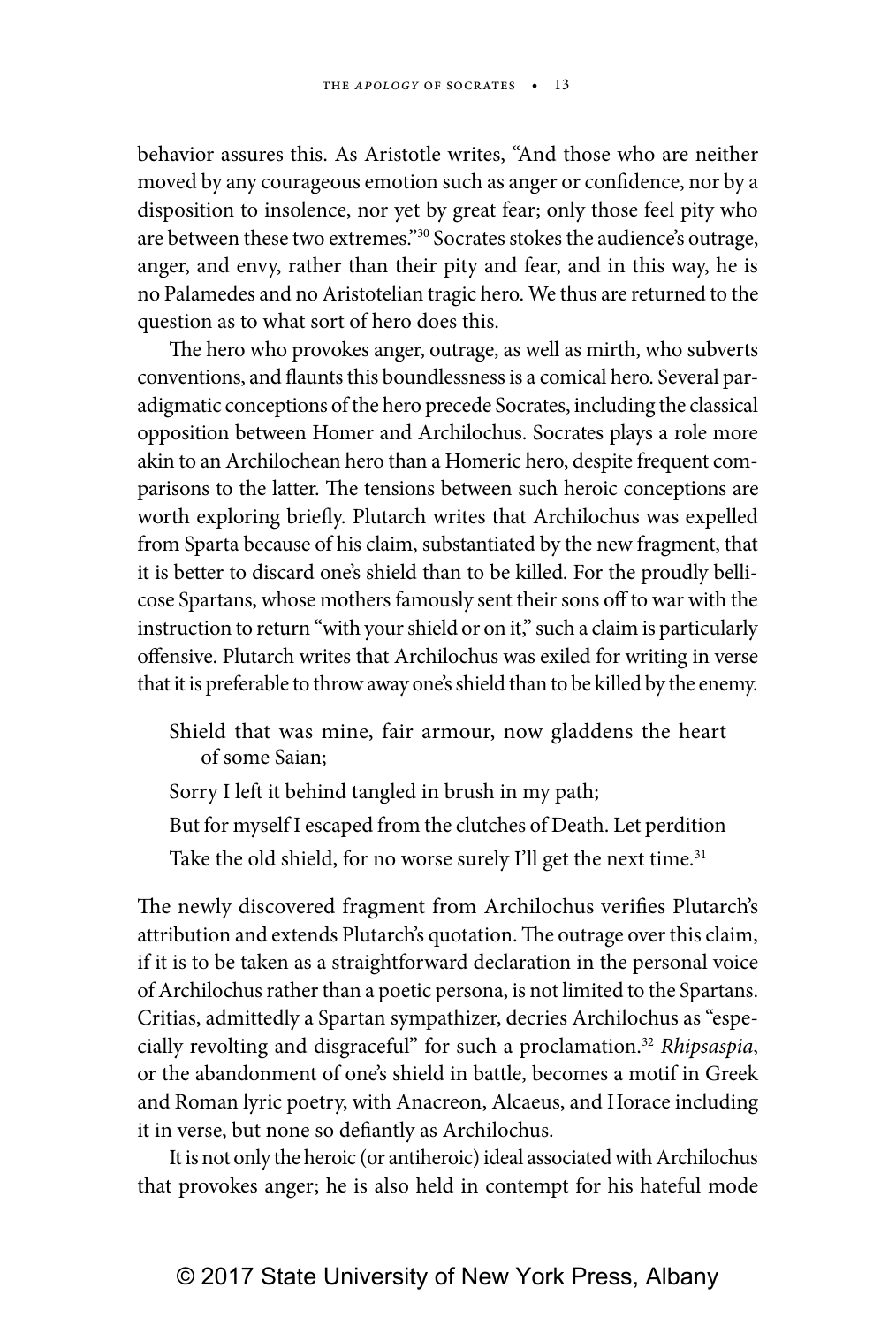behavior assures this. As Aristotle writes, "And those who are neither moved by any courageous emotion such as anger or confidence, nor by a disposition to insolence, nor yet by great fear; only those feel pity who are between these two extremes."[30] Socrates stokes the audience's outrage, anger, and envy, rather than their pity and fear, and in this way, he is no Palamedes and no Aristotelian tragic hero. We thus are returned to the question as to what sort of hero does this.

The hero who provokes anger, outrage, as well as mirth, who subverts conventions, and flaunts this boundlessness is a comical hero. Several paradigmatic conceptions of the hero precede Socrates, including the classical opposition between Homer and Archilochus. Socrates plays a role more akin to an Archilochean hero than a Homeric hero, despite frequent comparisons to the latter. The tensions between such heroic conceptions are worth exploring briefly. Plutarch writes that Archilochus was expelled from Sparta because of his claim, substantiated by the new fragment, that it is better to discard one's shield than to be killed. For the proudly bellicose Spartans, whose mothers famously sent their sons off to war with the instruction to return "with your shield or on it," such a claim is particularly offensive. Plutarch writes that Archilochus was exiled for writing in verse that it is preferable to throw away one's shield than to be killed by the enemy.

> Shield that was mine, fair armour, now gladdens the heart of some Saian;
>
> Sorry I left it behind tangled in brush in my path;
>
> But for myself I escaped from the clutches of Death. Let perdition
>
> Take the old shield, for no worse surely I'll get the next time.[31]

The newly discovered fragment from Archilochus verifies Plutarch's attribution and extends Plutarch's quotation. The outrage over this claim, if it is to be taken as a straightforward declaration in the personal voice of Archilochus rather than a poetic persona, is not limited to the Spartans. Critias, admittedly a Spartan sympathizer, decries Archilochus as "especially revolting and disgraceful" for such a proclamation.[32] *Rhipsaspia*, or the abandonment of one's shield in battle, becomes a motif in Greek and Roman lyric poetry, with Anacreon, Alcaeus, and Horace including it in verse, but none so defiantly as Archilochus.

It is not only the heroic (or antiheroic) ideal associated with Archilochus that provokes anger; he is also held in contempt for his hateful mode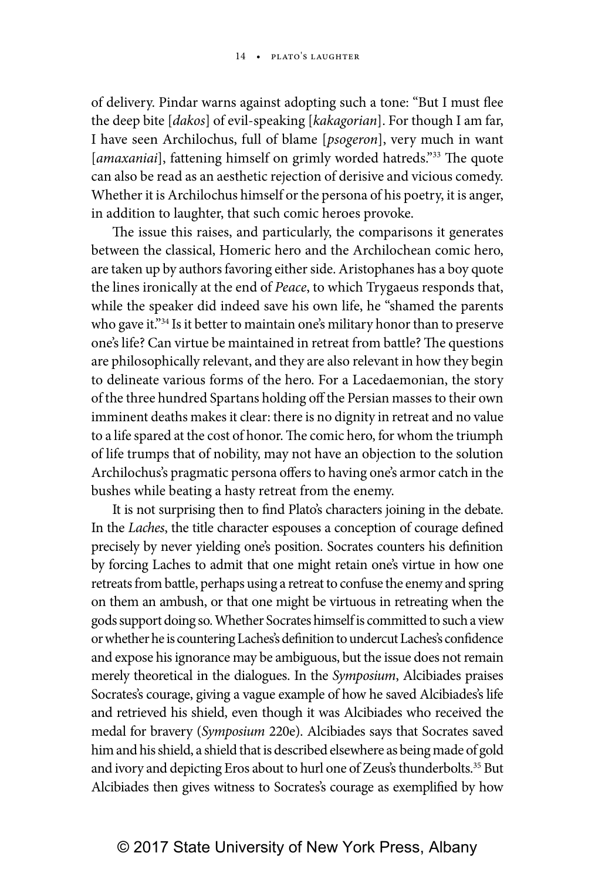of delivery. Pindar warns against adopting such a tone: "But I must flee the deep bite [*dakos*] of evil-speaking [*kakagorian*]. For though I am far, I have seen Archilochus, full of blame [*psogeron*], very much in want [*amaxaniai*], fattening himself on grimly worded hatreds."[33] The quote can also be read as an aesthetic rejection of derisive and vicious comedy. Whether it is Archilochus himself or the persona of his poetry, it is anger, in addition to laughter, that such comic heroes provoke.

The issue this raises, and particularly, the comparisons it generates between the classical, Homeric hero and the Archilochean comic hero, are taken up by authors favoring either side. Aristophanes has a boy quote the lines ironically at the end of *Peace*, to which Trygaeus responds that, while the speaker did indeed save his own life, he "shamed the parents who gave it."[34] Is it better to maintain one's military honor than to preserve one's life? Can virtue be maintained in retreat from battle? The questions are philosophically relevant, and they are also relevant in how they begin to delineate various forms of the hero. For a Lacedaemonian, the story of the three hundred Spartans holding off the Persian masses to their own imminent deaths makes it clear: there is no dignity in retreat and no value to a life spared at the cost of honor. The comic hero, for whom the triumph of life trumps that of nobility, may not have an objection to the solution Archilochus's pragmatic persona offers to having one's armor catch in the bushes while beating a hasty retreat from the enemy.

It is not surprising then to find Plato's characters joining in the debate. In the *Laches*, the title character espouses a conception of courage defined precisely by never yielding one's position. Socrates counters his definition by forcing Laches to admit that one might retain one's virtue in how one retreats from battle, perhaps using a retreat to confuse the enemy and spring on them an ambush, or that one might be virtuous in retreating when the gods support doing so. Whether Socrates himself is committed to such a view or whether he is countering Laches's definition to undercut Laches's confidence and expose his ignorance may be ambiguous, but the issue does not remain merely theoretical in the dialogues. In the *Symposium*, Alcibiades praises Socrates's courage, giving a vague example of how he saved Alcibiades's life and retrieved his shield, even though it was Alcibiades who received the medal for bravery (*Symposium* 220e). Alcibiades says that Socrates saved him and his shield, a shield that is described elsewhere as being made of gold and ivory and depicting Eros about to hurl one of Zeus's thunderbolts.[35] But Alcibiades then gives witness to Socrates's courage as exemplified by how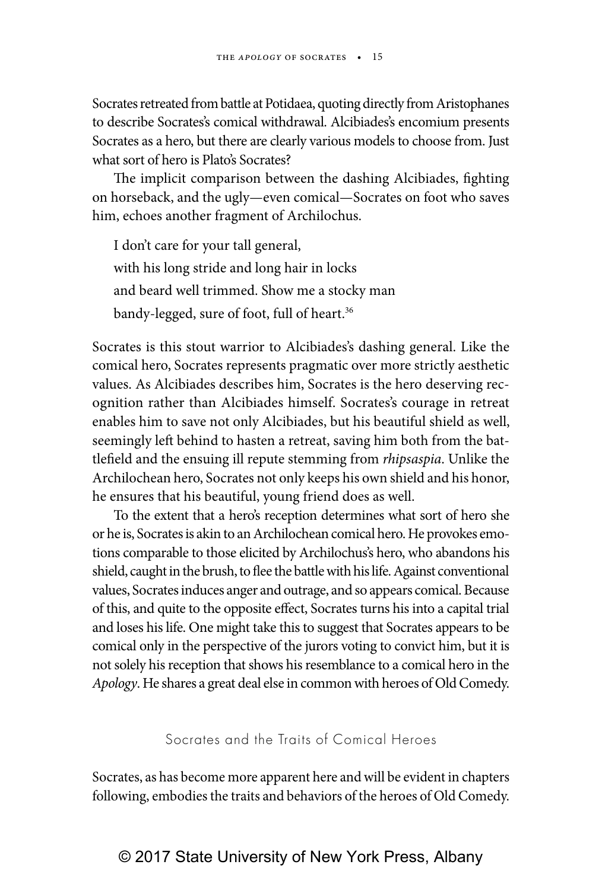Socrates retreated from battle at Potidaea, quoting directly from Aristophanes to describe Socrates's comical withdrawal. Alcibiades's encomium presents Socrates as a hero, but there are clearly various models to choose from. Just what sort of hero is Plato's Socrates?

The implicit comparison between the dashing Alcibiades, fighting on horseback, and the ugly—even comical—Socrates on foot who saves him, echoes another fragment of Archilochus.

> I don't care for your tall general,
> with his long stride and long hair in locks
> and beard well trimmed. Show me a stocky man
> bandy-legged, sure of foot, full of heart.[36]

Socrates is this stout warrior to Alcibiades's dashing general. Like the comical hero, Socrates represents pragmatic over more strictly aesthetic values. As Alcibiades describes him, Socrates is the hero deserving recognition rather than Alcibiades himself. Socrates's courage in retreat enables him to save not only Alcibiades, but his beautiful shield as well, seemingly left behind to hasten a retreat, saving him both from the battlefield and the ensuing ill repute stemming from *rhipsaspia*. Unlike the Archilochean hero, Socrates not only keeps his own shield and his honor, he ensures that his beautiful, young friend does as well.

To the extent that a hero's reception determines what sort of hero she or he is, Socrates is akin to an Archilochean comical hero. He provokes emotions comparable to those elicited by Archilochus's hero, who abandons his shield, caught in the brush, to flee the battle with his life. Against conventional values, Socrates induces anger and outrage, and so appears comical. Because of this, and quite to the opposite effect, Socrates turns his into a capital trial and loses his life. One might take this to suggest that Socrates appears to be comical only in the perspective of the jurors voting to convict him, but it is not solely his reception that shows his resemblance to a comical hero in the *Apology*. He shares a great deal else in common with heroes of Old Comedy.

## Socrates and the Traits of Comical Heroes

Socrates, as has become more apparent here and will be evident in chapters following, embodies the traits and behaviors of the heroes of Old Comedy.

© 2017 State University of New York Press, Albany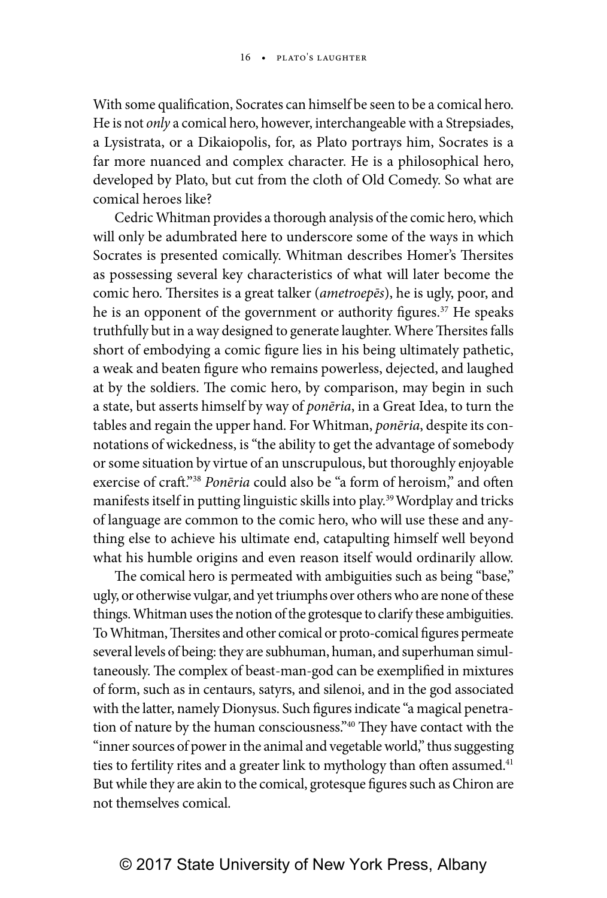With some qualification, Socrates can himself be seen to be a comical hero. He is not *only* a comical hero, however, interchangeable with a Strepsiades, a Lysistrata, or a Dikaiopolis, for, as Plato portrays him, Socrates is a far more nuanced and complex character. He is a philosophical hero, developed by Plato, but cut from the cloth of Old Comedy. So what are comical heroes like?

Cedric Whitman provides a thorough analysis of the comic hero, which will only be adumbrated here to underscore some of the ways in which Socrates is presented comically. Whitman describes Homer's Thersites as possessing several key characteristics of what will later become the comic hero. Thersites is a great talker (*ametroepēs*), he is ugly, poor, and he is an opponent of the government or authority figures.[37] He speaks truthfully but in a way designed to generate laughter. Where Thersites falls short of embodying a comic figure lies in his being ultimately pathetic, a weak and beaten figure who remains powerless, dejected, and laughed at by the soldiers. The comic hero, by comparison, may begin in such a state, but asserts himself by way of *ponēria*, in a Great Idea, to turn the tables and regain the upper hand. For Whitman, *ponēria*, despite its connotations of wickedness, is "the ability to get the advantage of somebody or some situation by virtue of an unscrupulous, but thoroughly enjoyable exercise of craft."[38] *Ponēria* could also be "a form of heroism," and often manifests itself in putting linguistic skills into play.[39] Wordplay and tricks of language are common to the comic hero, who will use these and anything else to achieve his ultimate end, catapulting himself well beyond what his humble origins and even reason itself would ordinarily allow.

The comical hero is permeated with ambiguities such as being "base," ugly, or otherwise vulgar, and yet triumphs over others who are none of these things. Whitman uses the notion of the grotesque to clarify these ambiguities. To Whitman, Thersites and other comical or proto-comical figures permeate several levels of being: they are subhuman, human, and superhuman simultaneously. The complex of beast-man-god can be exemplified in mixtures of form, such as in centaurs, satyrs, and silenoi, and in the god associated with the latter, namely Dionysus. Such figures indicate "a magical penetration of nature by the human consciousness."[40] They have contact with the "inner sources of power in the animal and vegetable world," thus suggesting ties to fertility rites and a greater link to mythology than often assumed.[41] But while they are akin to the comical, grotesque figures such as Chiron are not themselves comical.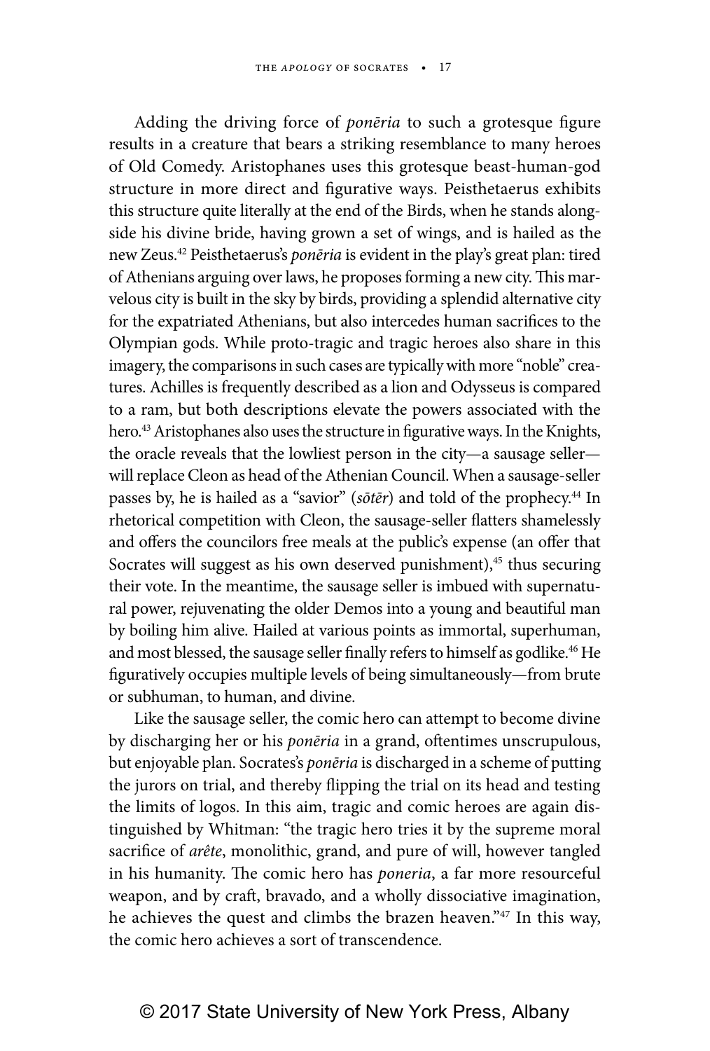Adding the driving force of *ponēria* to such a grotesque figure results in a creature that bears a striking resemblance to many heroes of Old Comedy. Aristophanes uses this grotesque beast-human-god structure in more direct and figurative ways. Peisthetaerus exhibits this structure quite literally at the end of the Birds, when he stands alongside his divine bride, having grown a set of wings, and is hailed as the new Zeus.[42] Peisthetaerus's *ponēria* is evident in the play's great plan: tired of Athenians arguing over laws, he proposes forming a new city. This marvelous city is built in the sky by birds, providing a splendid alternative city for the expatriated Athenians, but also intercedes human sacrifices to the Olympian gods. While proto-tragic and tragic heroes also share in this imagery, the comparisons in such cases are typically with more "noble" creatures. Achilles is frequently described as a lion and Odysseus is compared to a ram, but both descriptions elevate the powers associated with the hero.[43] Aristophanes also uses the structure in figurative ways. In the Knights, the oracle reveals that the lowliest person in the city—a sausage seller—will replace Cleon as head of the Athenian Council. When a sausage-seller passes by, he is hailed as a "savior" (*sōtēr*) and told of the prophecy.[44] In rhetorical competition with Cleon, the sausage-seller flatters shamelessly and offers the councilors free meals at the public's expense (an offer that Socrates will suggest as his own deserved punishment),[45] thus securing their vote. In the meantime, the sausage seller is imbued with supernatural power, rejuvenating the older Demos into a young and beautiful man by boiling him alive. Hailed at various points as immortal, superhuman, and most blessed, the sausage seller finally refers to himself as godlike.[46] He figuratively occupies multiple levels of being simultaneously—from brute or subhuman, to human, and divine.

Like the sausage seller, the comic hero can attempt to become divine by discharging her or his *ponēria* in a grand, oftentimes unscrupulous, but enjoyable plan. Socrates's *ponēria* is discharged in a scheme of putting the jurors on trial, and thereby flipping the trial on its head and testing the limits of logos. In this aim, tragic and comic heroes are again distinguished by Whitman: "the tragic hero tries it by the supreme moral sacrifice of *arête*, monolithic, grand, and pure of will, however tangled in his humanity. The comic hero has *poneria*, a far more resourceful weapon, and by craft, bravado, and a wholly dissociative imagination, he achieves the quest and climbs the brazen heaven."[47] In this way, the comic hero achieves a sort of transcendence.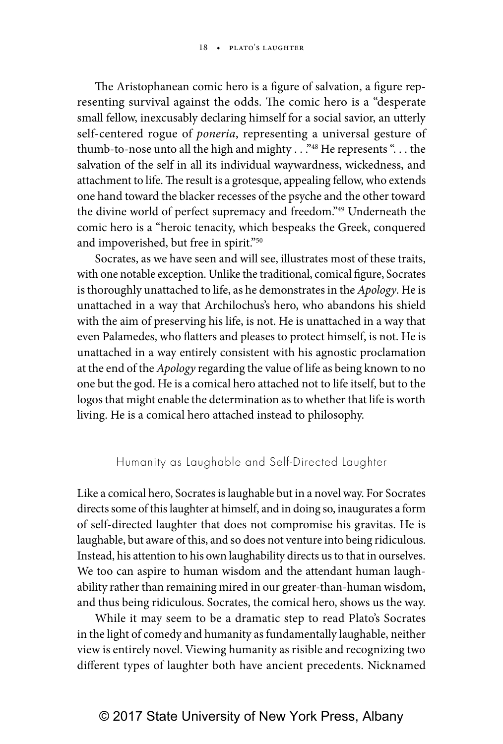The Aristophanean comic hero is a figure of salvation, a figure representing survival against the odds. The comic hero is a "desperate small fellow, inexcusably declaring himself for a social savior, an utterly self-centered rogue of *poneria*, representing a universal gesture of thumb-to-nose unto all the high and mighty . . ."[48] He represents ". . . the salvation of the self in all its individual waywardness, wickedness, and attachment to life. The result is a grotesque, appealing fellow, who extends one hand toward the blacker recesses of the psyche and the other toward the divine world of perfect supremacy and freedom."[49] Underneath the comic hero is a "heroic tenacity, which bespeaks the Greek, conquered and impoverished, but free in spirit."[50]

Socrates, as we have seen and will see, illustrates most of these traits, with one notable exception. Unlike the traditional, comical figure, Socrates is thoroughly unattached to life, as he demonstrates in the *Apology*. He is unattached in a way that Archilochus's hero, who abandons his shield with the aim of preserving his life, is not. He is unattached in a way that even Palamedes, who flatters and pleases to protect himself, is not. He is unattached in a way entirely consistent with his agnostic proclamation at the end of the *Apology* regarding the value of life as being known to no one but the god. He is a comical hero attached not to life itself, but to the logos that might enable the determination as to whether that life is worth living. He is a comical hero attached instead to philosophy.

## Humanity as Laughable and Self-Directed Laughter

Like a comical hero, Socrates is laughable but in a novel way. For Socrates directs some of this laughter at himself, and in doing so, inaugurates a form of self-directed laughter that does not compromise his gravitas. He is laughable, but aware of this, and so does not venture into being ridiculous. Instead, his attention to his own laughability directs us to that in ourselves. We too can aspire to human wisdom and the attendant human laughability rather than remaining mired in our greater-than-human wisdom, and thus being ridiculous. Socrates, the comical hero, shows us the way.

While it may seem to be a dramatic step to read Plato's Socrates in the light of comedy and humanity as fundamentally laughable, neither view is entirely novel. Viewing humanity as risible and recognizing two different types of laughter both have ancient precedents. Nicknamed

© 2017 State University of New York Press, Albany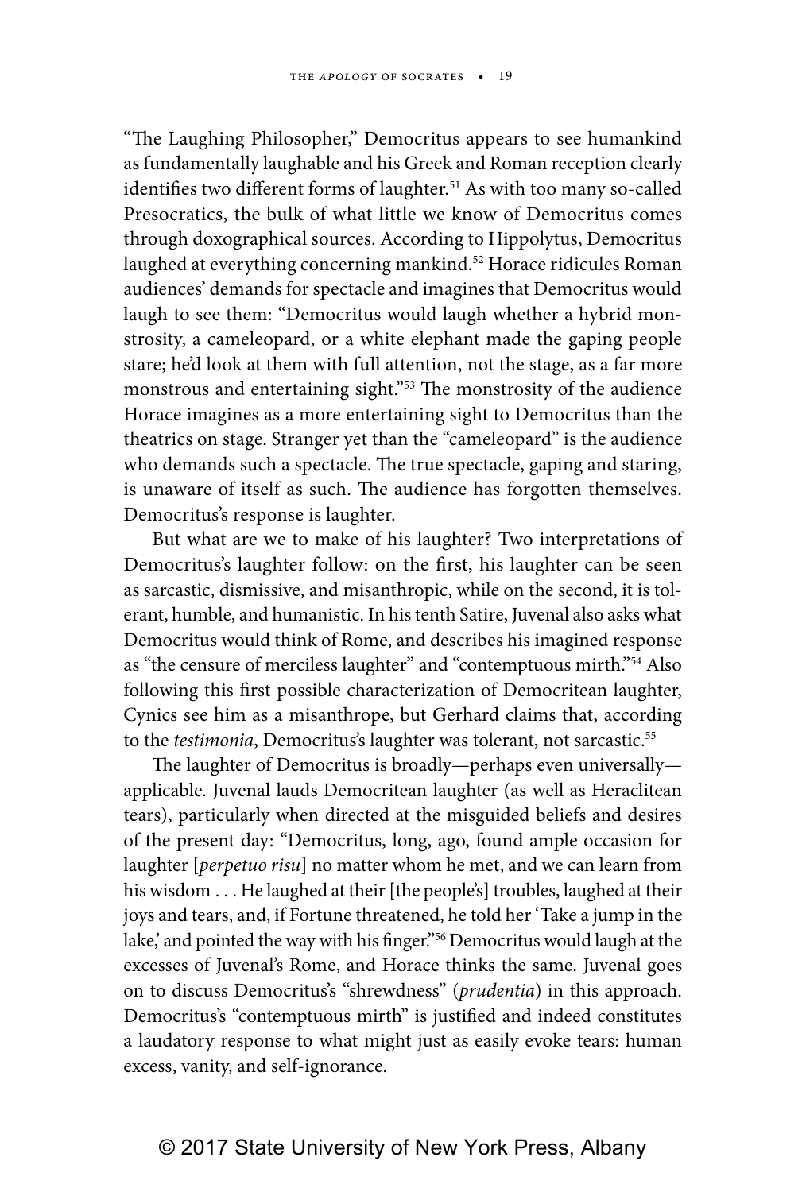"The Laughing Philosopher," Democritus appears to see humankind as fundamentally laughable and his Greek and Roman reception clearly identifies two different forms of laughter.[51] As with too many so-called Presocratics, the bulk of what little we know of Democritus comes through doxographical sources. According to Hippolytus, Democritus laughed at everything concerning mankind.[52] Horace ridicules Roman audiences' demands for spectacle and imagines that Democritus would laugh to see them: "Democritus would laugh whether a hybrid monstrosity, a cameleopard, or a white elephant made the gaping people stare; he'd look at them with full attention, not the stage, as a far more monstrous and entertaining sight."[53] The monstrosity of the audience Horace imagines as a more entertaining sight to Democritus than the theatrics on stage. Stranger yet than the "cameleopard" is the audience who demands such a spectacle. The true spectacle, gaping and staring, is unaware of itself as such. The audience has forgotten themselves. Democritus's response is laughter.

But what are we to make of his laughter? Two interpretations of Democritus's laughter follow: on the first, his laughter can be seen as sarcastic, dismissive, and misanthropic, while on the second, it is tolerant, humble, and humanistic. In his tenth Satire, Juvenal also asks what Democritus would think of Rome, and describes his imagined response as "the censure of merciless laughter" and "contemptuous mirth."[54] Also following this first possible characterization of Democritean laughter, Cynics see him as a misanthrope, but Gerhard claims that, according to the *testimonia*, Democritus's laughter was tolerant, not sarcastic.[55]

The laughter of Democritus is broadly—perhaps even universally—applicable. Juvenal lauds Democritean laughter (as well as Heraclitean tears), particularly when directed at the misguided beliefs and desires of the present day: "Democritus, long, ago, found ample occasion for laughter [*perpetuo risu*] no matter whom he met, and we can learn from his wisdom . . . He laughed at their [the people's] troubles, laughed at their joys and tears, and, if Fortune threatened, he told her 'Take a jump in the lake,' and pointed the way with his finger."[56] Democritus would laugh at the excesses of Juvenal's Rome, and Horace thinks the same. Juvenal goes on to discuss Democritus's "shrewdness" (*prudentia*) in this approach. Democritus's "contemptuous mirth" is justified and indeed constitutes a laudatory response to what might just as easily evoke tears: human excess, vanity, and self-ignorance.

© 2017 State University of New York Press, Albany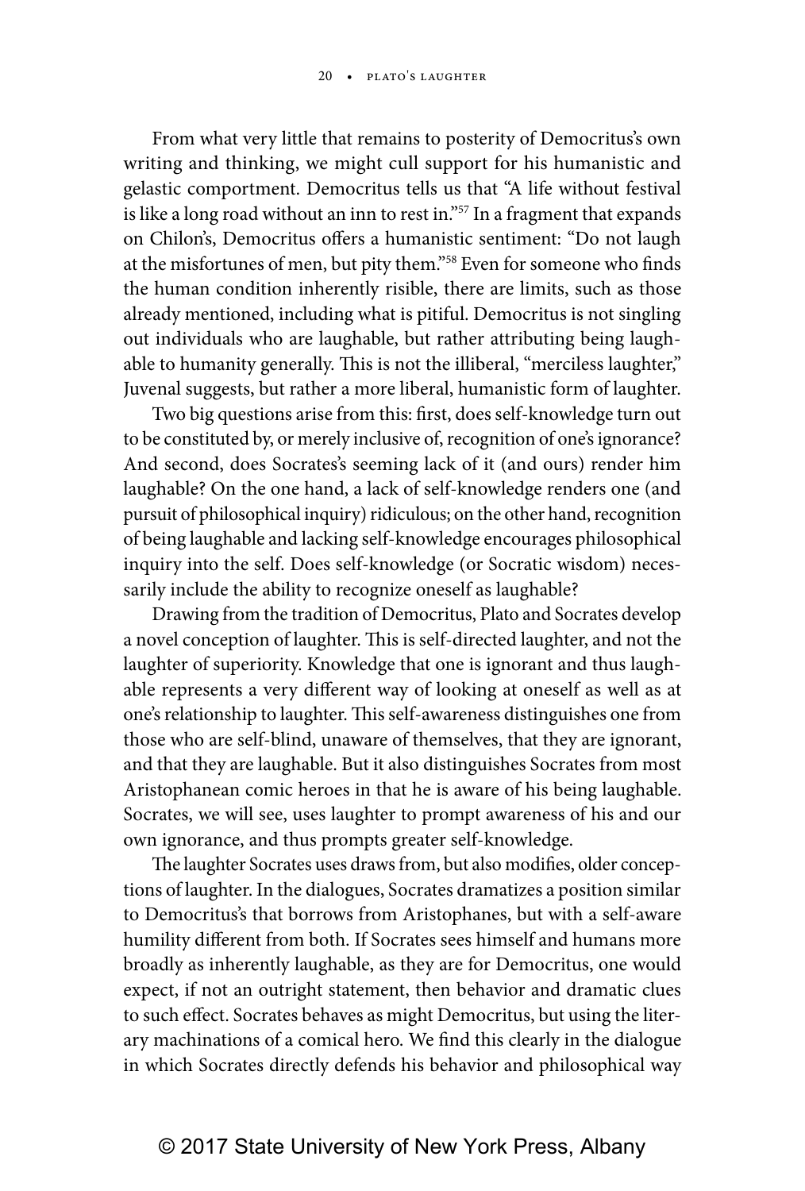From what very little that remains to posterity of Democritus's own writing and thinking, we might cull support for his humanistic and gelastic comportment. Democritus tells us that "A life without festival is like a long road without an inn to rest in."[57] In a fragment that expands on Chilon's, Democritus offers a humanistic sentiment: "Do not laugh at the misfortunes of men, but pity them."[58] Even for someone who finds the human condition inherently risible, there are limits, such as those already mentioned, including what is pitiful. Democritus is not singling out individuals who are laughable, but rather attributing being laughable to humanity generally. This is not the illiberal, "merciless laughter," Juvenal suggests, but rather a more liberal, humanistic form of laughter.

Two big questions arise from this: first, does self-knowledge turn out to be constituted by, or merely inclusive of, recognition of one's ignorance? And second, does Socrates's seeming lack of it (and ours) render him laughable? On the one hand, a lack of self-knowledge renders one (and pursuit of philosophical inquiry) ridiculous; on the other hand, recognition of being laughable and lacking self-knowledge encourages philosophical inquiry into the self. Does self-knowledge (or Socratic wisdom) necessarily include the ability to recognize oneself as laughable?

Drawing from the tradition of Democritus, Plato and Socrates develop a novel conception of laughter. This is self-directed laughter, and not the laughter of superiority. Knowledge that one is ignorant and thus laughable represents a very different way of looking at oneself as well as at one's relationship to laughter. This self-awareness distinguishes one from those who are self-blind, unaware of themselves, that they are ignorant, and that they are laughable. But it also distinguishes Socrates from most Aristophanean comic heroes in that he is aware of his being laughable. Socrates, we will see, uses laughter to prompt awareness of his and our own ignorance, and thus prompts greater self-knowledge.

The laughter Socrates uses draws from, but also modifies, older conceptions of laughter. In the dialogues, Socrates dramatizes a position similar to Democritus's that borrows from Aristophanes, but with a self-aware humility different from both. If Socrates sees himself and humans more broadly as inherently laughable, as they are for Democritus, one would expect, if not an outright statement, then behavior and dramatic clues to such effect. Socrates behaves as might Democritus, but using the literary machinations of a comical hero. We find this clearly in the dialogue in which Socrates directly defends his behavior and philosophical way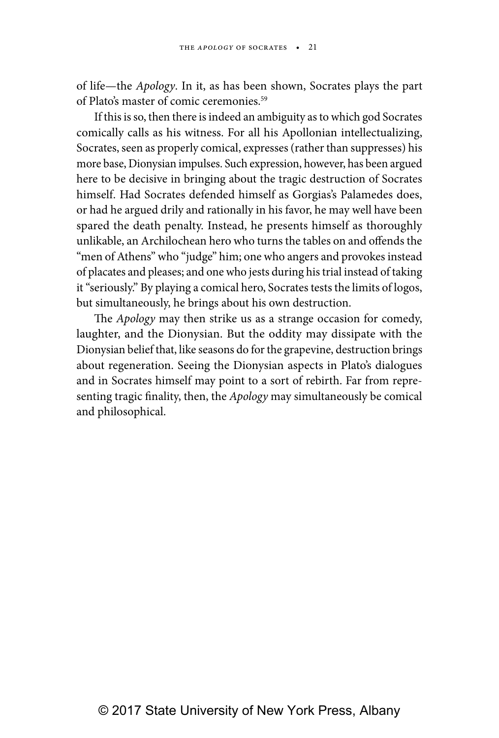of life—the *Apology*. In it, as has been shown, Socrates plays the part of Plato's master of comic ceremonies.[59]

If this is so, then there is indeed an ambiguity as to which god Socrates comically calls as his witness. For all his Apollonian intellectualizing, Socrates, seen as properly comical, expresses (rather than suppresses) his more base, Dionysian impulses. Such expression, however, has been argued here to be decisive in bringing about the tragic destruction of Socrates himself. Had Socrates defended himself as Gorgias's Palamedes does, or had he argued drily and rationally in his favor, he may well have been spared the death penalty. Instead, he presents himself as thoroughly unlikable, an Archilochean hero who turns the tables on and offends the "men of Athens" who "judge" him; one who angers and provokes instead of placates and pleases; and one who jests during his trial instead of taking it "seriously." By playing a comical hero, Socrates tests the limits of logos, but simultaneously, he brings about his own destruction.

The *Apology* may then strike us as a strange occasion for comedy, laughter, and the Dionysian. But the oddity may dissipate with the Dionysian belief that, like seasons do for the grapevine, destruction brings about regeneration. Seeing the Dionysian aspects in Plato's dialogues and in Socrates himself may point to a sort of rebirth. Far from representing tragic finality, then, the *Apology* may simultaneously be comical and philosophical.

© 2017 State University of New York Press, Albany